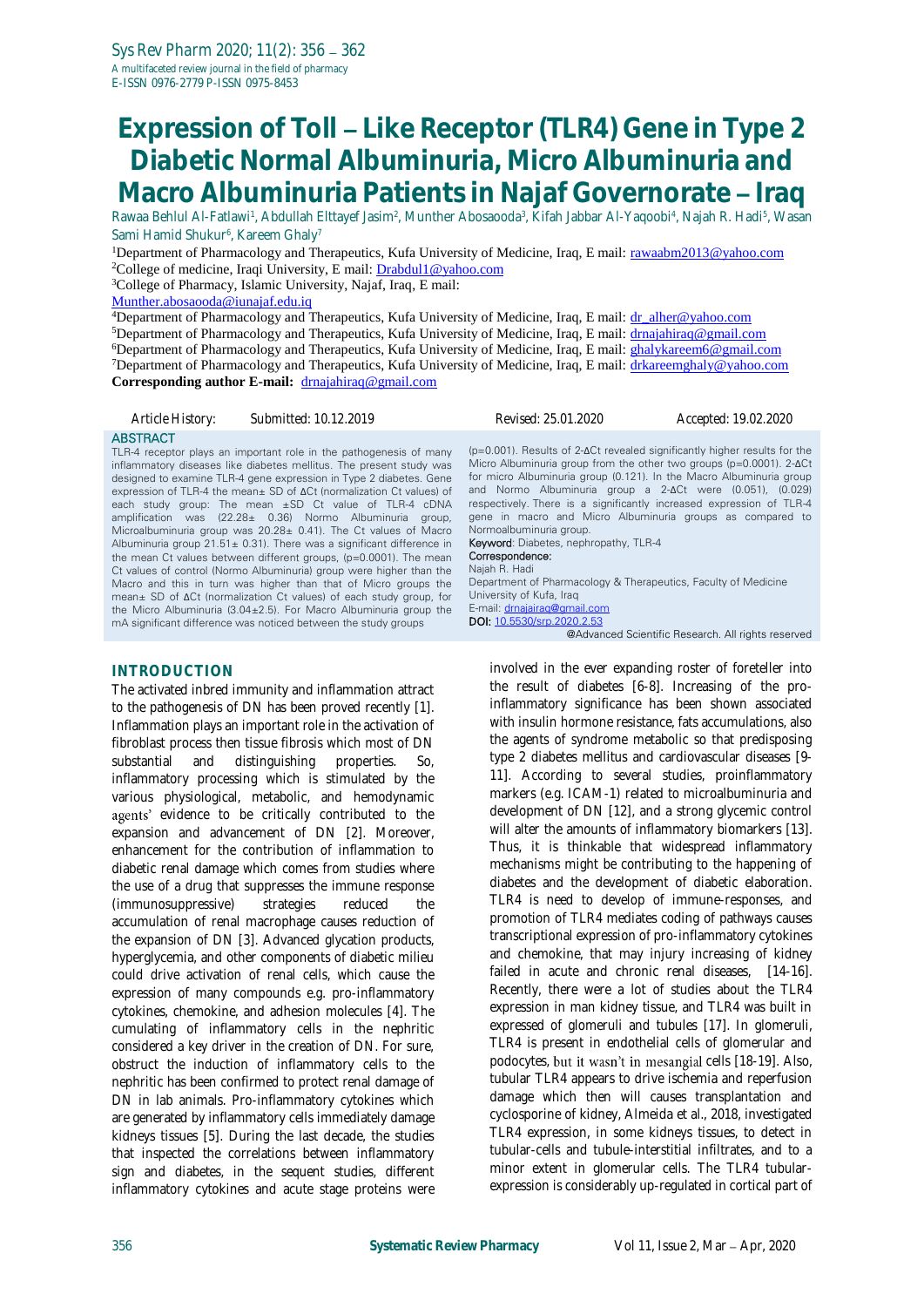# Expression of Toll – Like Receptor (TLR4) Gene in Type 2 Diabetic Normal Albuminuria, Micro Albuminuria and Macro Albuminuria Patients in Najaf Governorate – Iraq

Rawaa Behlul Al-Fatlawi[1], Abdullah Elttayef Jasim[2], Munther Abosaooda[3], Kifah Jabbar Al-Yaqoobi[4], Najah R. Hadi[5], Wasan Sami Hamid Shukur[6], Kareem Ghaly[7]

[1]Department of Pharmacology and Therapeutics, Kufa University of Medicine, Iraq, E mail: rawaabm2013@yahoo.com
[2]College of medicine, Iraqi University, E mail: Drabdul1@yahoo.com
[3]College of Pharmacy, Islamic University, Najaf, Iraq, E mail: Munther.abosaooda@iunajaf.edu.iq
[4]Department of Pharmacology and Therapeutics, Kufa University of Medicine, Iraq, E mail: dr_alher@yahoo.com
[5]Department of Pharmacology and Therapeutics, Kufa University of Medicine, Iraq, E mail: drnajahiraq@gmail.com
[6]Department of Pharmacology and Therapeutics, Kufa University of Medicine, Iraq, E mail: ghalykareem6@gmail.com
[7]Department of Pharmacology and Therapeutics, Kufa University of Medicine, Iraq, E mail: drkareemghaly@yahoo.com
**Corresponding author E-mail:** drnajahiraq@gmail.com

Article History: Submitted: 10.12.2019 Revised: 25.01.2020 Accepted: 19.02.2020

## ABSTRACT

TLR-4 receptor plays an important role in the pathogenesis of many inflammatory diseases like diabetes mellitus. The present study was designed to examine TLR-4 gene expression in Type 2 diabetes. Gene expression of TLR-4 the mean± SD of ΔCt (normalization Ct values) of each study group: The mean ±SD Ct value of TLR-4 cDNA amplification was (22.28± 0.36) Normo Albuminuria group, Microalbuminuria group was 20.28± 0.41). The Ct values of Macro Albuminuria group 21.51± 0.31). There was a significant difference in the mean Ct values between different groups, (p=0.0001). The mean Ct values of control (Normo Albuminuria) group were higher than the Macro and this in turn was higher than that of Micro groups the mean± SD of ΔCt (normalization Ct values) of each study group, for the Micro Albuminuria (3.04±2.5). For Macro Albuminuria group the mA significant difference was noticed between the study groups (p=0.001). Results of 2-ΔCt revealed significantly higher results for the Micro Albuminuria group from the other two groups (p=0.0001). 2-ΔCt for micro Albuminuria group (0.121). In the Macro Albuminuria group and Normo Albuminuria group a 2-ΔCt were (0.051), (0.029) respectively. There is a significantly increased expression of TLR-4 gene in macro and Micro Albuminuria groups as compared to Normoalbuminuria group.

**Keyword**: Diabetes, nephropathy, TLR-4

**Correspondence:**
Najah R. Hadi
Department of Pharmacology & Therapeutics, Faculty of Medicine University of Kufa, Iraq
E-mail: drnajairaq@gmail.com
**DOI:** 10.5530/srp.2020.2.53

@Advanced Scientific Research. All rights reserved

## INTRODUCTION

The activated inbred immunity and inflammation attract to the pathogenesis of DN has been proved recently [1]. Inflammation plays an important role in the activation of fibroblast process then tissue fibrosis which most of DN substantial and distinguishing properties. So, inflammatory processing which is stimulated by the various physiological, metabolic, and hemodynamic agents' evidence to be critically contributed to the expansion and advancement of DN [2]. Moreover, enhancement for the contribution of inflammation to diabetic renal damage which comes from studies where the use of a drug that suppresses the immune response (immunosuppressive) strategies reduced the accumulation of renal macrophage causes reduction of the expansion of DN [3]. Advanced glycation products, hyperglycemia, and other components of diabetic milieu could drive activation of renal cells, which cause the expression of many compounds e.g. pro-inflammatory cytokines, chemokine, and adhesion molecules [4]. The cumulating of inflammatory cells in the nephritic considered a key driver in the creation of DN. For sure, obstruct the induction of inflammatory cells to the nephritic has been confirmed to protect renal damage of DN in lab animals. Pro-inflammatory cytokines which are generated by inflammatory cells immediately damage kidneys tissues [5]. During the last decade, the studies that inspected the correlations between inflammatory sign and diabetes, in the sequent studies, different inflammatory cytokines and acute stage proteins were involved in the ever expanding roster of foreteller into the result of diabetes [6-8]. Increasing of the pro-inflammatory significance has been shown associated with insulin hormone resistance, fats accumulations, also the agents of syndrome metabolic so that predisposing type 2 diabetes mellitus and cardiovascular diseases [9-11]. According to several studies, proinflammatory markers (e.g. ICAM-1) related to microalbuminuria and development of DN [12], and a strong glycemic control will alter the amounts of inflammatory biomarkers [13]. Thus, it is thinkable that widespread inflammatory mechanisms might be contributing to the happening of diabetes and the development of diabetic elaboration. TLR4 is need to develop of immune-responses, and promotion of TLR4 mediates coding of pathways causes transcriptional expression of pro-inflammatory cytokines and chemokine, that may injury increasing of kidney failed in acute and chronic renal diseases, [14-16]. Recently, there were a lot of studies about the TLR4 expression in man kidney tissue, and TLR4 was built in expressed of glomeruli and tubules [17]. In glomeruli, TLR4 is present in endothelial cells of glomerular and podocytes, but it wasn't in mesangial cells [18-19]. Also, tubular TLR4 appears to drive ischemia and reperfusion damage which then will causes transplantation and cyclosporine of kidney, Almeida et al., 2018, investigated TLR4 expression, in some kidneys tissues, to detect in tubular-cells and tubule-interstitial infiltrates, and to a minor extent in glomerular cells. The TLR4 tubular-expression is considerably up-regulated in cortical part of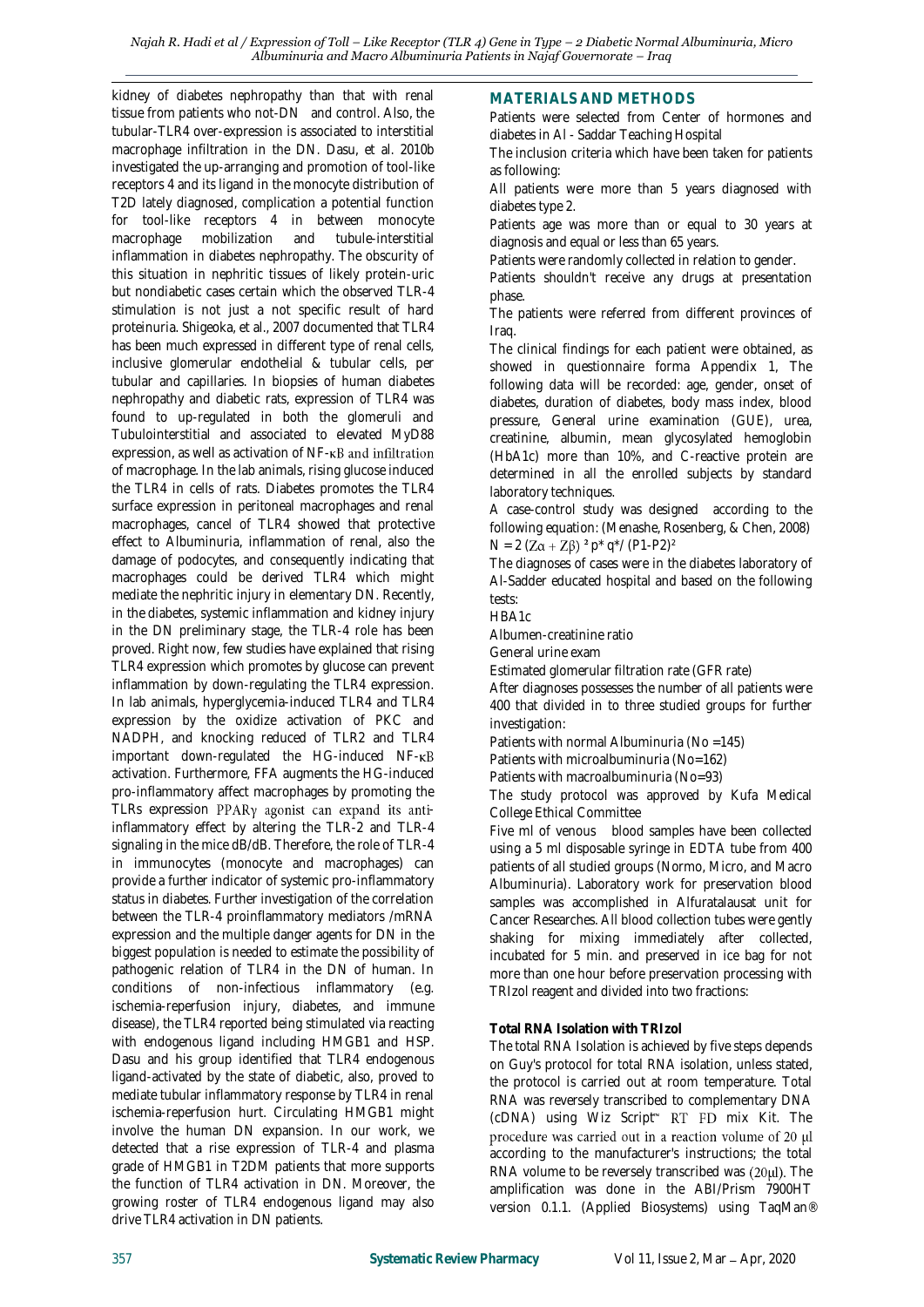kidney of diabetes nephropathy than that with renal tissue from patients who not-DN and control. Also, the tubular-TLR4 over-expression is associated to interstitial macrophage infiltration in the DN. Dasu, et al. 2010b investigated the up-arranging and promotion of tool-like receptors 4 and its ligand in the monocyte distribution of T2D lately diagnosed, complication a potential function for tool-like receptors 4 in between monocyte macrophage mobilization and tubule-interstitial inflammation in diabetes nephropathy. The obscurity of this situation in nephritic tissues of likely protein-uric but nondiabetic cases certain which the observed TLR-4 stimulation is not just a not specific result of hard proteinuria. Shigeoka, et al., 2007 documented that TLR4 has been much expressed in different type of renal cells, inclusive glomerular endothelial & tubular cells, per tubular and capillaries. In biopsies of human diabetes nephropathy and diabetic rats, expression of TLR4 was found to up-regulated in both the glomeruli and Tubulointerstitial and associated to elevated MyD88 expression, as well as activation of NF-κB and infiltration of macrophage. In the lab animals, rising glucose induced the TLR4 in cells of rats. Diabetes promotes the TLR4 surface expression in peritoneal macrophages and renal macrophages, cancel of TLR4 showed that protective effect to Albuminuria, inflammation of renal, also the damage of podocytes, and consequently indicating that macrophages could be derived TLR4 which might mediate the nephritic injury in elementary DN. Recently, in the diabetes, systemic inflammation and kidney injury in the DN preliminary stage, the TLR-4 role has been proved. Right now, few studies have explained that rising TLR4 expression which promotes by glucose can prevent inflammation by down-regulating the TLR4 expression. In lab animals, hyperglycemia-induced TLR4 and TLR4 expression by the oxidize activation of PKC and NADPH, and knocking reduced of TLR2 and TLR4 important down-regulated the HG-induced NF-κB activation. Furthermore, FFA augments the HG-induced pro-inflammatory affect macrophages by promoting the TLRs expression PPARγ agonist can expand its anti-inflammatory effect by altering the TLR-2 and TLR-4 signaling in the mice dB/dB. Therefore, the role of TLR-4 in immunocytes (monocyte and macrophages) can provide a further indicator of systemic pro-inflammatory status in diabetes. Further investigation of the correlation between the TLR-4 proinflammatory mediators /mRNA expression and the multiple danger agents for DN in the biggest population is needed to estimate the possibility of pathogenic relation of TLR4 in the DN of human. In conditions of non-infectious inflammatory (e.g. ischemia-reperfusion injury, diabetes, and immune disease), the TLR4 reported being stimulated via reacting with endogenous ligand including HMGB1 and HSP. Dasu and his group identified that TLR4 endogenous ligand-activated by the state of diabetic, also, proved to mediate tubular inflammatory response by TLR4 in renal ischemia-reperfusion hurt. Circulating HMGB1 might involve the human DN expansion. In our work, we detected that a rise expression of TLR-4 and plasma grade of HMGB1 in T2DM patients that more supports the function of TLR4 activation in DN. Moreover, the growing roster of TLR4 endogenous ligand may also drive TLR4 activation in DN patients.

## MATERIALS AND METHODS

Patients were selected from Center of hormones and diabetes in Al - Saddar Teaching Hospital

The inclusion criteria which have been taken for patients as following:

All patients were more than 5 years diagnosed with diabetes type 2.

Patients age was more than or equal to 30 years at diagnosis and equal or less than 65 years.

Patients were randomly collected in relation to gender.

Patients shouldn't receive any drugs at presentation phase.

The patients were referred from different provinces of Iraq.

The clinical findings for each patient were obtained, as showed in questionnaire forma Appendix 1, The following data will be recorded: age, gender, onset of diabetes, duration of diabetes, body mass index, blood pressure, General urine examination (GUE), urea, creatinine, albumin, mean glycosylated hemoglobin (HbA1c) more than 10%, and C-reactive protein are determined in all the enrolled subjects by standard laboratory techniques.

A case-control study was designed according to the following equation: (Menashe, Rosenberg, & Chen, 2008)

$$N = 2\,(Z\alpha + Z\beta)^2\, p^* q^* / (P1-P2)^2$$

The diagnoses of cases were in the diabetes laboratory of Al-Sadder educated hospital and based on the following tests:

HBA1c

Albumen-creatinine ratio

General urine exam

Estimated glomerular filtration rate (GFR rate)

After diagnoses possesses the number of all patients were 400 that divided in to three studied groups for further investigation:

Patients with normal Albuminuria (No =145)

Patients with microalbuminuria (No=162)

Patients with macroalbuminuria (No=93)

The study protocol was approved by Kufa Medical College Ethical Committee

Five ml of venous blood samples have been collected using a 5 ml disposable syringe in EDTA tube from 400 patients of all studied groups (Normo, Micro, and Macro Albuminuria). Laboratory work for preservation blood samples was accomplished in Alfuratalausat unit for Cancer Researches. All blood collection tubes were gently shaking for mixing immediately after collected, incubated for 5 min. and preserved in ice bag for not more than one hour before preservation processing with TRIzol reagent and divided into two fractions:

**Total RNA Isolation with TRIzol**

The total RNA Isolation is achieved by five steps depends on Guy's protocol for total RNA isolation, unless stated, the protocol is carried out at room temperature. Total RNA was reversely transcribed to complementary DNA (cDNA) using Wiz Script™ RT FD mix Kit. The procedure was carried out in a reaction volume of 20 µl according to the manufacturer's instructions; the total RNA volume to be reversely transcribed was (20µl). The amplification was done in the ABI/Prism 7900HT version 0.1.1. (Applied Biosystems) using TaqMan®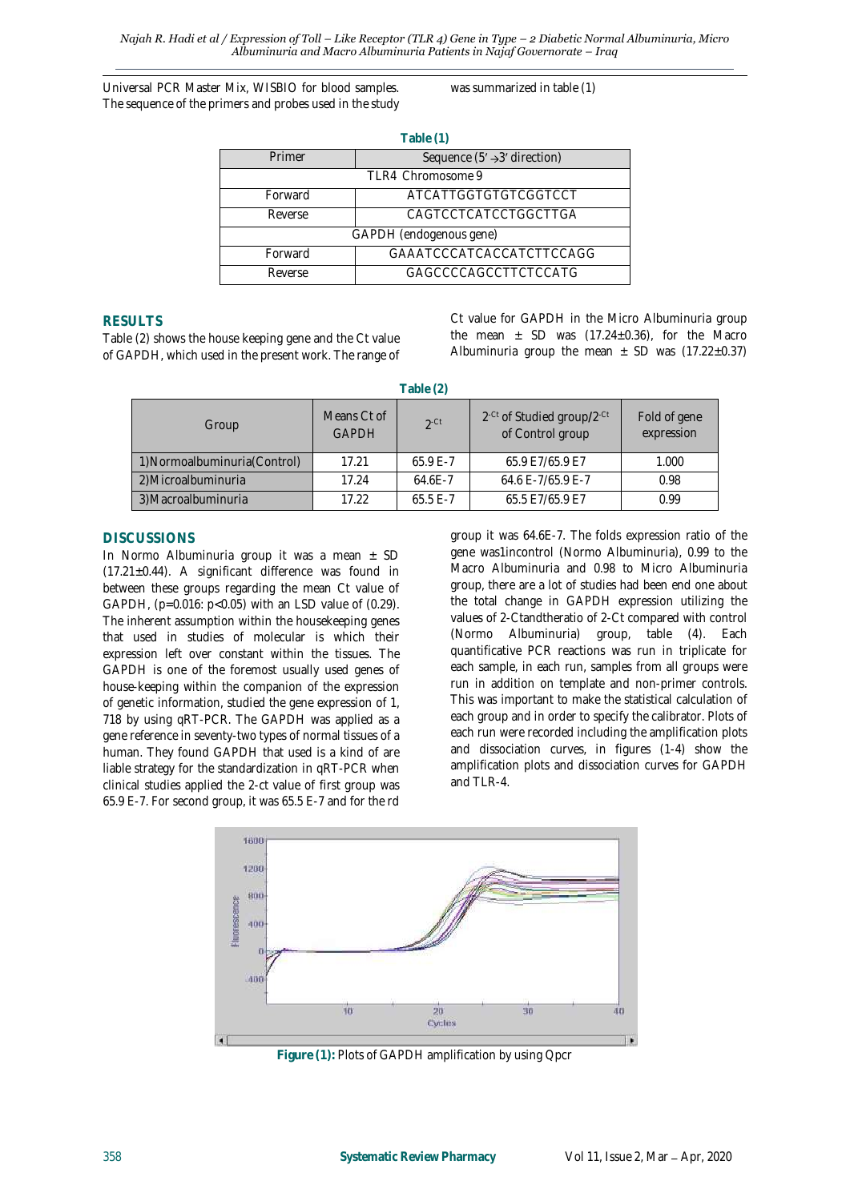Universal PCR Master Mix, WISBIO for blood samples. The sequence of the primers and probes used in the study was summarized in table (1)

**Table (1)**

| Primer | Sequence (5′ →3′ direction) |
|---|---|
| TLR4 Chromosome 9 | |
| Forward | ATCATTGGTGTGTCGGTCCT |
| Reverse | CAGTCCTCATCCTGGCTTGA |
| GAPDH (endogenous gene) | |
| Forward | GAAATCCCATCACCATCTTCCAGG |
| Reverse | GAGCCCCAGCCTTCTCCATG |

## RESULTS

Table (2) shows the house keeping gene and the Ct value of GAPDH, which used in the present work. The range of Ct value for GAPDH in the Micro Albuminuria group the mean ± SD was (17.24±0.36), for the Macro Albuminuria group the mean ± SD was (17.22±0.37)

**Table (2)**

| Group | Means Ct of GAPDH | $2^{-Ct}$ | $2^{-Ct}$ of Studied group/$2^{-Ct}$ of Control group | Fold of gene expression |
|---|---|---|---|---|
| 1)Normoalbuminuria(Control) | 17.21 | 65.9 E-7 | 65.9 E7/65.9 E7 | 1.000 |
| 2)Microalbuminuria | 17.24 | 64.6E-7 | 64.6 E-7/65.9 E-7 | 0.98 |
| 3)Macroalbuminuria | 17.22 | 65.5 E-7 | 65.5 E7/65.9 E7 | 0.99 |

## DISCUSSIONS

In Normo Albuminuria group it was a mean ± SD (17.21±0.44). A significant difference was found in between these groups regarding the mean Ct value of GAPDH, (p=0.016: p<0.05) with an LSD value of (0.29). The inherent assumption within the housekeeping genes that used in studies of molecular is which their expression left over constant within the tissues. The GAPDH is one of the foremost usually used genes of house-keeping within the companion of the expression of genetic information, studied the gene expression of 1, 718 by using qRT-PCR. The GAPDH was applied as a gene reference in seventy-two types of normal tissues of a human. They found GAPDH that used is a kind of are liable strategy for the standardization in qRT-PCR when clinical studies applied the 2-ct value of first group was 65.9 E-7. For second group, it was 65.5 E-7 and for the rd group it was 64.6E-7. The folds expression ratio of the gene was1incontrol (Normo Albuminuria), 0.99 to the Macro Albuminuria and 0.98 to Micro Albuminuria group, there are a lot of studies had been end one about the total change in GAPDH expression utilizing the values of 2-Ctandtheratio of 2-Ct compared with control (Normo Albuminuria) group, table (4). Each quantificative PCR reactions was run in triplicate for each sample, in each run, samples from all groups were run in addition on template and non-primer controls. This was important to make the statistical calculation of each group and in order to specify the calibrator. Plots of each run were recorded including the amplification plots and dissociation curves, in figures (1-4) show the amplification plots and dissociation curves for GAPDH and TLR-4.

**Figure (1):** Plots of GAPDH amplification by using Qpcr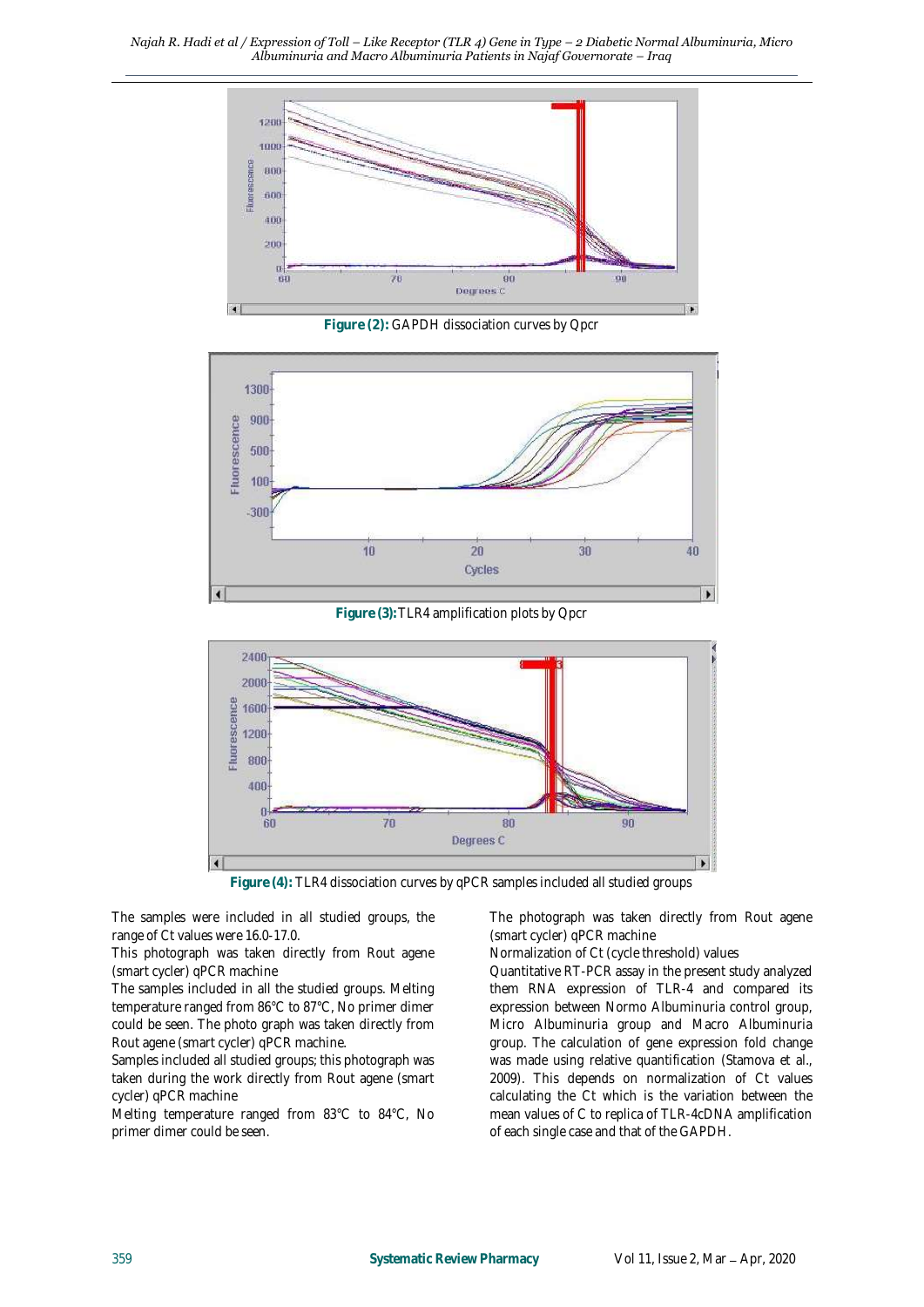**Figure (2):** GAPDH dissociation curves by Qpcr

**Figure (3):** TLR4 amplification plots by Qpcr

**Figure (4):** TLR4 dissociation curves by qPCR samples included all studied groups

The samples were included in all studied groups, the range of Ct values were 16.0-17.0.

This photograph was taken directly from Rout agene (smart cycler) qPCR machine

The samples included in all the studied groups. Melting temperature ranged from 86℃ to 87℃, No primer dimer could be seen. The photo graph was taken directly from Rout agene (smart cycler) qPCR machine.

Samples included all studied groups; this photograph was taken during the work directly from Rout agene (smart cycler) qPCR machine

Melting temperature ranged from 83℃ to 84℃, No primer dimer could be seen.

The photograph was taken directly from Rout agene (smart cycler) qPCR machine

Normalization of Ct (cycle threshold) values

Quantitative RT-PCR assay in the present study analyzed them RNA expression of TLR-4 and compared its expression between Normo Albuminuria control group, Micro Albuminuria group and Macro Albuminuria group. The calculation of gene expression fold change was made using relative quantification (Stamova et al., 2009). This depends on normalization of Ct values calculating the Ct which is the variation between the mean values of C to replica of TLR-4cDNA amplification of each single case and that of the GAPDH.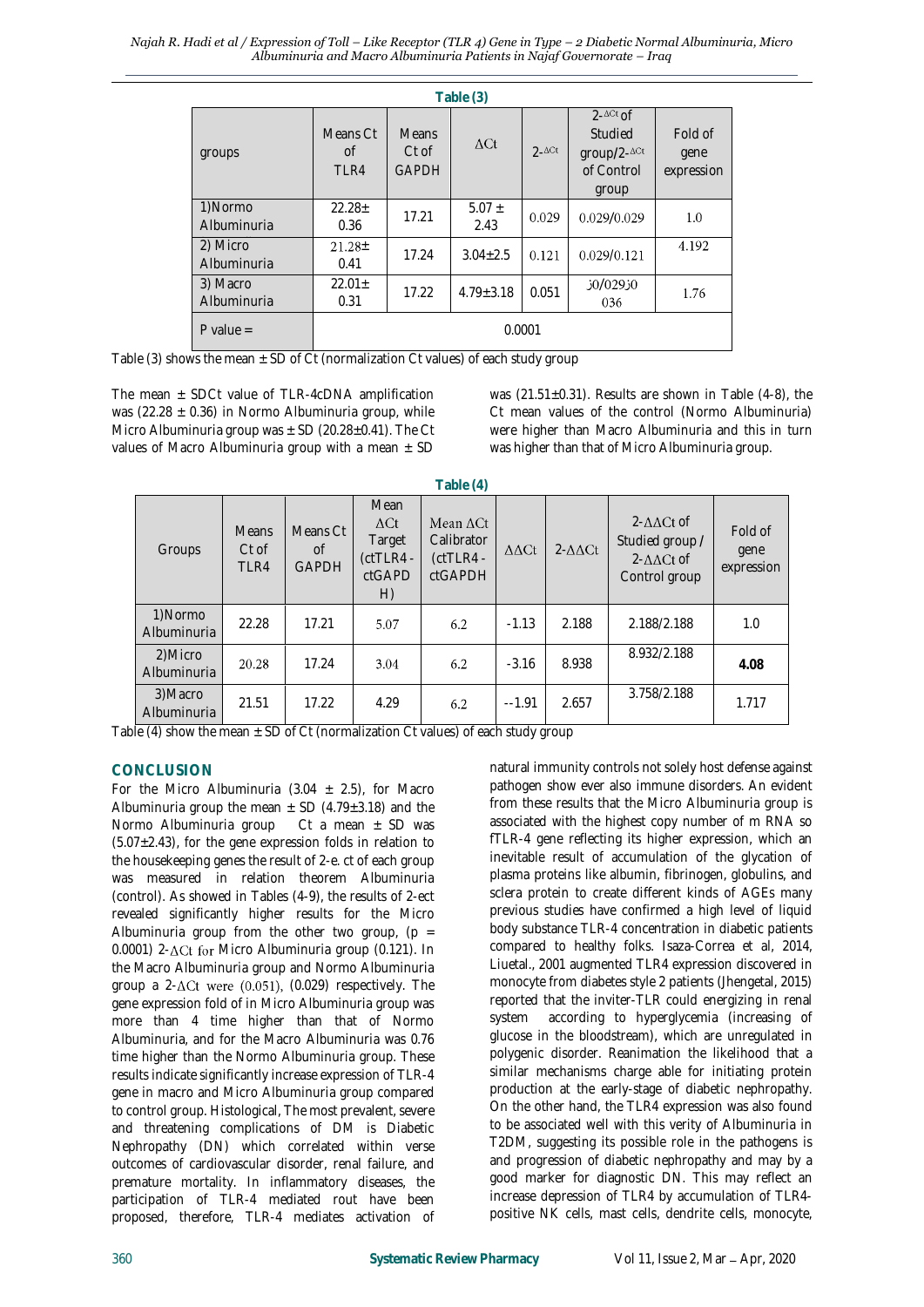**Table (3)**

| groups | Means Ct of TLR4 | Means Ct of GAPDH | ΔCt | $2^{-\Delta Ct}$ | $2^{-\Delta Ct}$ of Studied group/$2^{-\Delta Ct}$ of Control group | Fold of gene expression |
|---|---|---|---|---|---|---|
| 1)Normo Albuminuria | 22.28± 0.36 | 17.21 | 5.07 ± 2.43 | 0.029 | 0.029/0.029 | 1.0 |
| 2) Micro Albuminuria | 21.28± 0.41 | 17.24 | 3.04±2.5 | 0.121 | 0.029/0.121 | 4.192 |
| 3) Macro Albuminuria | 22.01± 0.31 | 17.22 | 4.79±3.18 | 0.051 | 50/02950 036 | 1.76 |
| P value = | 0.0001 | | | | | |

Table (3) shows the mean ± SD of Ct (normalization Ct values) of each study group

The mean ± SDCt value of TLR-4cDNA amplification was (22.28 ± 0.36) in Normo Albuminuria group, while Micro Albuminuria group was ± SD (20.28±0.41). The Ct values of Macro Albuminuria group with a mean ± SD was (21.51±0.31). Results are shown in Table (4-8), the Ct mean values of the control (Normo Albuminuria) were higher than Macro Albuminuria and this in turn was higher than that of Micro Albuminuria group.

**Table (4)**

| Groups | Means Ct of TLR4 | Means Ct of GAPDH | Mean ΔCt Target (ctTLR4 - ctGAPDH) | Mean ΔCt Calibrator (ctTLR4 - ctGAPDH | ΔΔCt | 2-ΔΔCt | 2-ΔΔCt of Studied group / 2-ΔΔCt of Control group | Fold of gene expression |
|---|---|---|---|---|---|---|---|---|
| 1)Normo Albuminuria | 22.28 | 17.21 | 5.07 | 6.2 | -1.13 | 2.188 | 2.188/2.188 | 1.0 |
| 2)Micro Albuminuria | 20.28 | 17.24 | 3.04 | 6.2 | -3.16 | 8.938 | 8.932/2.188 | **4.08** |
| 3)Macro Albuminuria | 21.51 | 17.22 | 4.29 | 6.2 | --1.91 | 2.657 | 3.758/2.188 | 1.717 |

Table (4) show the mean ± SD of Ct (normalization Ct values) of each study group

## CONCLUSION

For the Micro Albuminuria (3.04 ± 2.5), for Macro Albuminuria group the mean ± SD (4.79±3.18) and the Normo Albuminuria group Ct a mean ± SD was (5.07±2.43), for the gene expression folds in relation to the housekeeping genes the result of 2-e. ct of each group was measured in relation theorem Albuminuria (control). As showed in Tables (4-9), the results of 2-ect revealed significantly higher results for the Micro Albuminuria group from the other two group, ($p$ = 0.0001) 2-ΔCt for Micro Albuminuria group (0.121). In the Macro Albuminuria group and Normo Albuminuria group a 2-ΔCt were (0.051), (0.029) respectively. The gene expression fold of in Micro Albuminuria group was more than 4 time higher than that of Normo Albuminuria, and for the Macro Albuminuria was 0.76 time higher than the Normo Albuminuria group. These results indicate significantly increase expression of TLR-4 gene in macro and Micro Albuminuria group compared to control group. Histological, The most prevalent, severe and threatening complications of DM is Diabetic Nephropathy (DN) which correlated within verse outcomes of cardiovascular disorder, renal failure, and premature mortality. In inflammatory diseases, the participation of TLR-4 mediated rout have been proposed, therefore, TLR-4 mediates activation of natural immunity controls not solely host defense against pathogen show ever also immune disorders. An evident from these results that the Micro Albuminuria group is associated with the highest copy number of m RNA so fTLR-4 gene reflecting its higher expression, which an inevitable result of accumulation of the glycation of plasma proteins like albumin, fibrinogen, globulins, and sclera protein to create different kinds of AGEs many previous studies have confirmed a high level of liquid body substance TLR-4 concentration in diabetic patients compared to healthy folks. Isaza-Correa et al, 2014, Liuetal., 2001 augmented TLR4 expression discovered in monocyte from diabetes style 2 patients (Jhengetal, 2015) reported that the inviter-TLR could energizing in renal system according to hyperglycemia (increasing of glucose in the bloodstream), which are unregulated in polygenic disorder. Reanimation the likelihood that a similar mechanisms charge able for initiating protein production at the early-stage of diabetic nephropathy. On the other hand, the TLR4 expression was also found to be associated well with this verity of Albuminuria in T2DM, suggesting its possible role in the pathogens is and progression of diabetic nephropathy and may by a good marker for diagnostic DN. This may reflect an increase depression of TLR4 by accumulation of TLR4-positive NK cells, mast cells, dendrite cells, monocyte,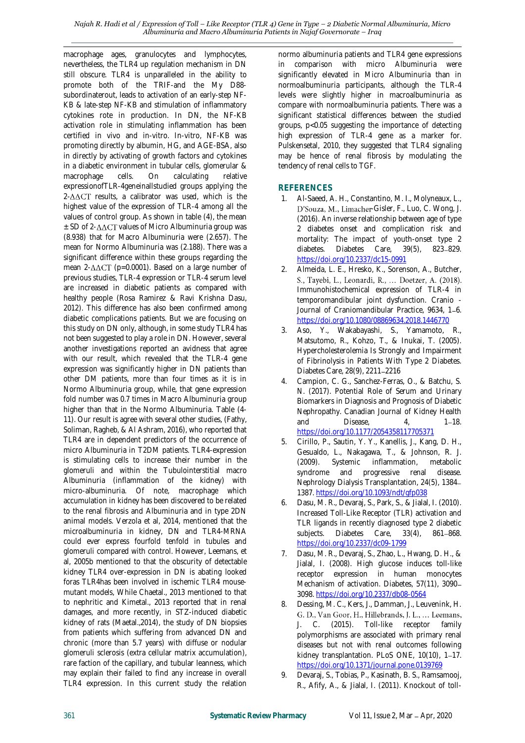macrophage ages, granulocytes and lymphocytes, nevertheless, the TLR4 up regulation mechanism in DN still obscure. TLR4 is unparalleled in the ability to promote both of the TRIF-and the My D88-subordinaterout, leads to activation of an early-step NF-KB & late-step NF-KB and stimulation of inflammatory cytokines rote in production. In DN, the NF-KB activation role in stimulating inflammation has been certified in vivo and in-vitro. In-vitro, NF-KB was promoting directly by albumin, HG, and AGE-BSA, also in directly by activating of growth factors and cytokines in a diabetic environment in tubular cells, glomerular & macrophage cells. On calculating relative expressionofTLR-4geneinallstudied groups applying the $2^{-\Delta\Delta CT}$ results, a calibrator was used, which is the highest value of the expression of TLR-4 among all the values of control group. As shown in table (4), the mean ± SD of $2^{-\Delta\Delta CT}$ values of Micro Albuminuria group was (8.938) that for Macro Albuminuria were (2.657). The mean for Normo Albuminuria was (2.188). There was a significant difference within these groups regarding the mean $2^{-\Delta\Delta CT}$ (p=0.0001). Based on a large number of previous studies, TLR-4 expression or TLR-4 serum level are increased in diabetic patients as compared with healthy people (Rosa Ramirez & Ravi Krishna Dasu, 2012). This difference has also been confirmed among diabetic complications patients. But we are focusing on this study on DN only, although, in some study TLR4 has not been suggested to play a role in DN. However, several another investigations reported an avidness that agree with our result, which revealed that the TLR-4 gene expression was significantly higher in DN patients than other DM patients, more than four times as it is in Normo Albuminuria group, while, that gene expression fold number was 0.7 times in Macro Albuminuria group higher than that in the Normo Albuminuria. Table (4-11). Our result is agree with several other studies, (Fathy, Soliman, Ragheb, & Al Ashram, 2016), who reported that TLR4 are in dependent predictors of the occurrence of micro Albuminuria in T2DM patients. TLR4-expression is stimulating cells to increase their number in the glomeruli and within the Tubulointerstitial macro Albuminuria (inflammation of the kidney) with micro-albuminuria. Of note, macrophage which accumulation in kidney has been discovered to be related to the renal fibrosis and Albuminuria and in type 2DN animal models. Verzola et al, 2014, mentioned that the microalbuminuria in kidney, DN and TLR4-MRNA could ever express fourfold tenfold in tubules and glomeruli compared with control. However, Leemans, et al, 2005b mentioned to that the obscurity of detectable kidney TLR4 over-expression in DN is abating looked foras TLR4has been involved in ischemic TLR4 mouse-mutant models, While Chaetal., 2013 mentioned to that to nephritic and Kimetal., 2013 reported that in renal damages, and more recently, in STZ-induced diabetic kidney of rats (Maetal.,2014), the study of DN biopsies from patients which suffering from advanced DN and chronic (more than 5.7 years) with diffuse or nodular glomeruli sclerosis (extra cellular matrix accumulation), rare faction of the capillary, and tubular leanness, which may explain their failed to find any increase in overall TLR4 expression. In this current study the relation normo albuminuria patients and TLR4 gene expressions in comparison with micro Albuminuria were significantly elevated in Micro Albuminuria than in normoalbuminuria participants, although the TLR-4 levels were slightly higher in macroalbuminuria as compare with normoalbuminuria patients. There was a significant statistical differences between the studied groups, p<0.05 suggesting the importance of detecting high expression of TLR-4 gene as a marker for. Pulskensetal, 2010, they suggested that TLR4 signaling may be hence of renal fibrosis by modulating the tendency of renal cells to TGF.

## REFERENCES

1. Al-Saeed, A. H., Constantino, M. I., Molyneaux, L., D'Souza, M., Limacher-Gisler, F., Luo, C. Wong, J. (2016). An inverse relationship between age of type 2 diabetes onset and complication risk and mortality: The impact of youth-onset type 2 diabetes. Diabetes Care, 39(5), 823–829. https://doi.org/10.2337/dc15-0991
2. Almeida, L. E., Hresko, K., Sorenson, A., Butcher, S., Tayebi, L., Leonardi, R., … Doetzer, A. (2018). Immunohistochemical expression of TLR-4 in temporomandibular joint dysfunction. Cranio - Journal of Craniomandibular Practice, 9634, 1–6. https://doi.org/10.1080/08869634.2018.1446770
3. Aso, Y., Wakabayashi, S., Yamamoto, R., Matsutomo, R., Kohzo, T., & Inukai, T. (2005). Hypercholesterolemia Is Strongly and Impairment of Fibrinolysis in Patients With Type 2 Diabetes. Diabetes Care, 28(9), 2211–2216
4. Campion, C. G., Sanchez-Ferras, O., & Batchu, S. N. (2017). Potential Role of Serum and Urinary Biomarkers in Diagnosis and Prognosis of Diabetic Nephropathy. Canadian Journal of Kidney Health and Disease, 4, 1–18. https://doi.org/10.1177/2054358117705371
5. Cirillo, P., Sautin, Y. Y., Kanellis, J., Kang, D. H., Gesualdo, L., Nakagawa, T., & Johnson, R. J. (2009). Systemic inflammation, metabolic syndrome and progressive renal disease. Nephrology Dialysis Transplantation, 24(5), 1384–1387. https://doi.org/10.1093/ndt/gfp038
6. Dasu, M. R., Devaraj, S., Park, S., & Jialal, I. (2010). Increased Toll-Like Receptor (TLR) activation and TLR ligands in recently diagnosed type 2 diabetic subjects. Diabetes Care, 33(4), 861–868. https://doi.org/10.2337/dc09-1799
7. Dasu, M. R., Devaraj, S., Zhao, L., Hwang, D. H., & Jialal, I. (2008). High glucose induces toll-like receptor expression in human monocytes Mechanism of activation. Diabetes, 57(11), 3090–3098. https://doi.org/10.2337/db08-0564
8. Dessing, M. C., Kers, J., Damman, J., Leuvenink, H. G. D., Van Goor, H., Hillebrands, J. L., … Leemans, J. C. (2015). Toll-like receptor family polymorphisms are associated with primary renal diseases but not with renal outcomes following kidney transplantation. PLoS ONE, 10(10), 1–17. https://doi.org/10.1371/journal.pone.0139769
9. Devaraj, S., Tobias, P., Kasinath, B. S., Ramsamooj, R., Afify, A., & Jialal, I. (2011). Knockout of toll-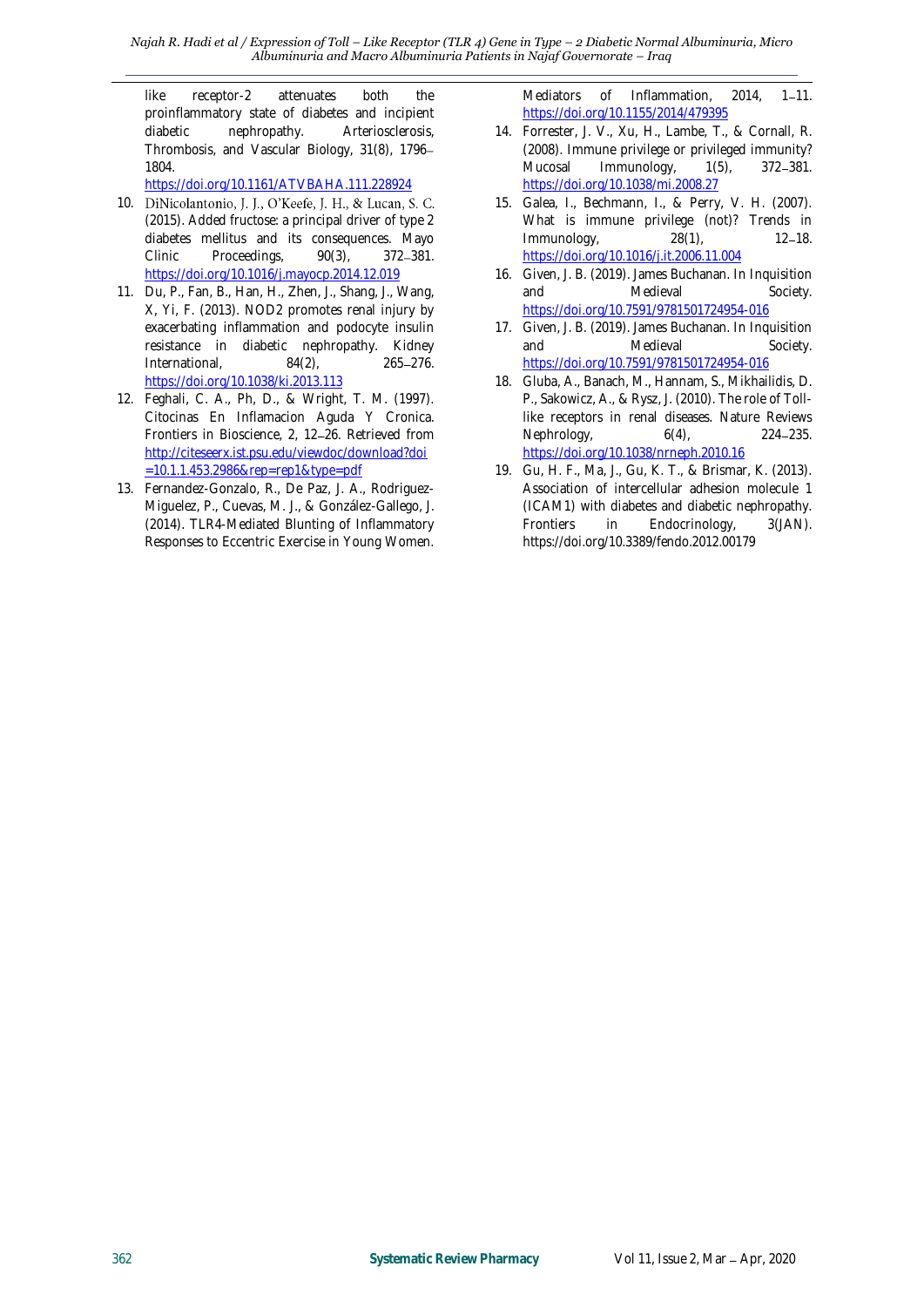like receptor-2 attenuates both the proinflammatory state of diabetes and incipient diabetic nephropathy. Arteriosclerosis, Thrombosis, and Vascular Biology, 31(8), 1796–1804. https://doi.org/10.1161/ATVBAHA.111.228924

10. DiNicolantonio, J. J., O'Keefe, J. H., & Lucan, S. C. (2015). Added fructose: a principal driver of type 2 diabetes mellitus and its consequences. Mayo Clinic Proceedings, 90(3), 372–381. https://doi.org/10.1016/j.mayocp.2014.12.019
11. Du, P., Fan, B., Han, H., Zhen, J., Shang, J., Wang, X, Yi, F. (2013). NOD2 promotes renal injury by exacerbating inflammation and podocyte insulin resistance in diabetic nephropathy. Kidney International, 84(2), 265–276. https://doi.org/10.1038/ki.2013.113
12. Feghali, C. A., Ph, D., & Wright, T. M. (1997). Citocinas En Inflamacion Aguda Y Cronica. Frontiers in Bioscience, 2, 12–26. Retrieved from http://citeseerx.ist.psu.edu/viewdoc/download?doi=10.1.1.453.2986&rep=rep1&type=pdf
13. Fernandez-Gonzalo, R., De Paz, J. A., Rodriguez-Miguelez, P., Cuevas, M. J., & González-Gallego, J. (2014). TLR4-Mediated Blunting of Inflammatory Responses to Eccentric Exercise in Young Women. Mediators of Inflammation, 2014, 1–11. https://doi.org/10.1155/2014/479395
14. Forrester, J. V., Xu, H., Lambe, T., & Cornall, R. (2008). Immune privilege or privileged immunity? Mucosal Immunology, 1(5), 372–381. https://doi.org/10.1038/mi.2008.27
15. Galea, I., Bechmann, I., & Perry, V. H. (2007). What is immune privilege (not)? Trends in Immunology, 28(1), 12–18. https://doi.org/10.1016/j.it.2006.11.004
16. Given, J. B. (2019). James Buchanan. In Inquisition and Medieval Society. https://doi.org/10.7591/9781501724954-016
17. Given, J. B. (2019). James Buchanan. In Inquisition and Medieval Society. https://doi.org/10.7591/9781501724954-016
18. Gluba, A., Banach, M., Hannam, S., Mikhailidis, D. P., Sakowicz, A., & Rysz, J. (2010). The role of Toll-like receptors in renal diseases. Nature Reviews Nephrology, 6(4), 224–235. https://doi.org/10.1038/nrneph.2010.16
19. Gu, H. F., Ma, J., Gu, K. T., & Brismar, K. (2013). Association of intercellular adhesion molecule 1 (ICAM1) with diabetes and diabetic nephropathy. Frontiers in Endocrinology, 3(JAN). https://doi.org/10.3389/fendo.2012.00179